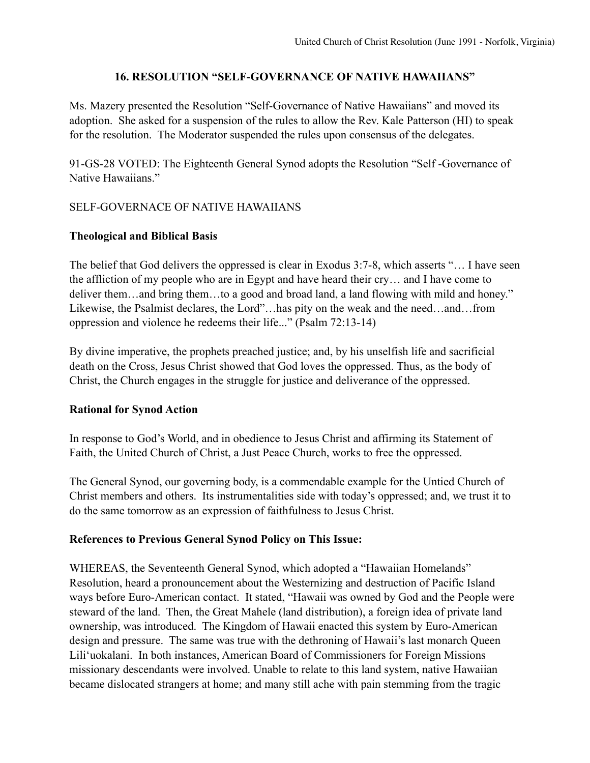## 16. RESOLUTION "SELF-GOVERNANCE OF NATIVE HAWAIIANS"

Ms. Mazery presented the Resolution "Self-Governance of Native Hawaiians" and moved its adoption. She asked for a suspension of the rules to allow the Rev. Kale Patterson (HI) to speak for the resolution. The Moderator suspended the rules upon consensus of the delegates.

91-GS-28 VOTED: The Eighteenth General Synod adopts the Resolution "Self -Governance of Native Hawaiians."

SELF-GOVERNACE OF NATIVE HAWAIIANS

**Theological and Biblical Basis**

The belief that God delivers the oppressed is clear in Exodus 3:7-8, which asserts "… I have seen the affliction of my people who are in Egypt and have heard their cry… and I have come to deliver them…and bring them…to a good and broad land, a land flowing with mild and honey." Likewise, the Psalmist declares, the Lord"…has pity on the weak and the need…and…from oppression and violence he redeems their life..." (Psalm 72:13-14)

By divine imperative, the prophets preached justice; and, by his unselfish life and sacrificial death on the Cross, Jesus Christ showed that God loves the oppressed. Thus, as the body of Christ, the Church engages in the struggle for justice and deliverance of the oppressed.

**Rational for Synod Action**

In response to God's World, and in obedience to Jesus Christ and affirming its Statement of Faith, the United Church of Christ, a Just Peace Church, works to free the oppressed.

The General Synod, our governing body, is a commendable example for the Untied Church of Christ members and others. Its instrumentalities side with today's oppressed; and, we trust it to do the same tomorrow as an expression of faithfulness to Jesus Christ.

**References to Previous General Synod Policy on This Issue:**

WHEREAS, the Seventeenth General Synod, which adopted a "Hawaiian Homelands" Resolution, heard a pronouncement about the Westernizing and destruction of Pacific Island ways before Euro-American contact. It stated, "Hawaii was owned by God and the People were steward of the land. Then, the Great Mahele (land distribution), a foreign idea of private land ownership, was introduced. The Kingdom of Hawaii enacted this system by Euro-American design and pressure. The same was true with the dethroning of Hawaii's last monarch Queen Lili'uokalani. In both instances, American Board of Commissioners for Foreign Missions missionary descendants were involved. Unable to relate to this land system, native Hawaiian became dislocated strangers at home; and many still ache with pain stemming from the tragic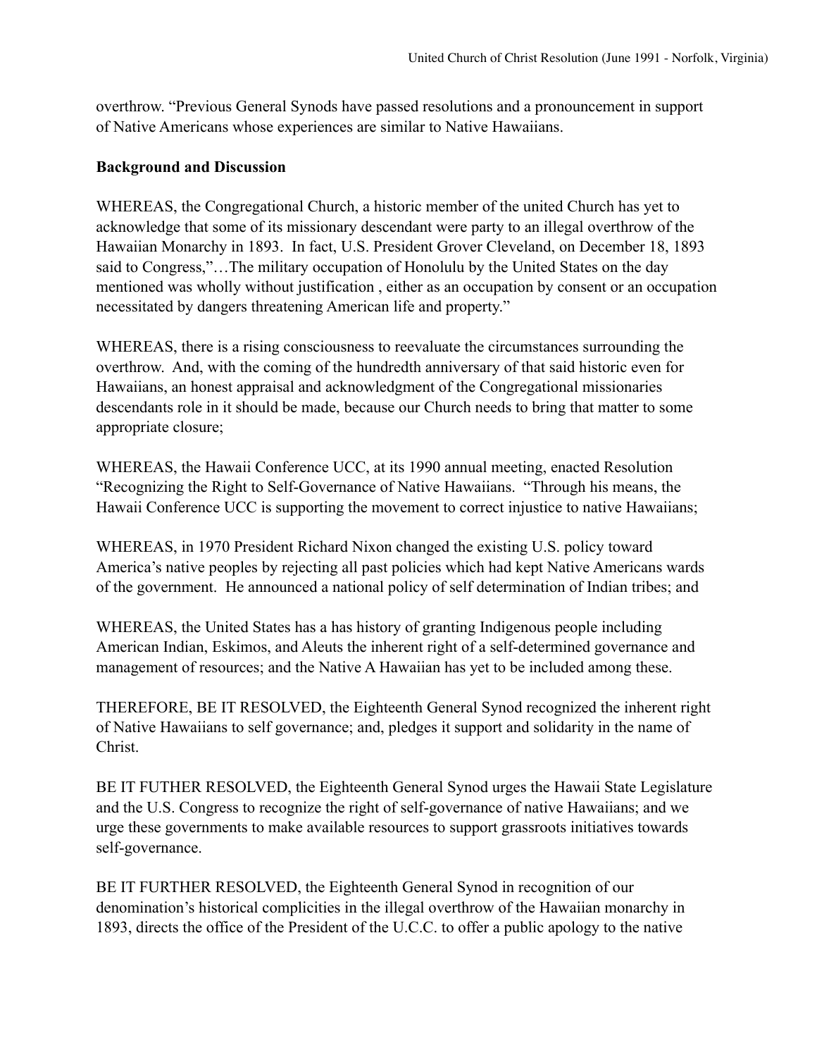overthrow. "Previous General Synods have passed resolutions and a pronouncement in support of Native Americans whose experiences are similar to Native Hawaiians.

**Background and Discussion**

WHEREAS, the Congregational Church, a historic member of the united Church has yet to acknowledge that some of its missionary descendant were party to an illegal overthrow of the Hawaiian Monarchy in 1893. In fact, U.S. President Grover Cleveland, on December 18, 1893 said to Congress,"…The military occupation of Honolulu by the United States on the day mentioned was wholly without justification , either as an occupation by consent or an occupation necessitated by dangers threatening American life and property."

WHEREAS, there is a rising consciousness to reevaluate the circumstances surrounding the overthrow. And, with the coming of the hundredth anniversary of that said historic even for Hawaiians, an honest appraisal and acknowledgment of the Congregational missionaries descendants role in it should be made, because our Church needs to bring that matter to some appropriate closure;

WHEREAS, the Hawaii Conference UCC, at its 1990 annual meeting, enacted Resolution "Recognizing the Right to Self-Governance of Native Hawaiians. "Through his means, the Hawaii Conference UCC is supporting the movement to correct injustice to native Hawaiians;

WHEREAS, in 1970 President Richard Nixon changed the existing U.S. policy toward America's native peoples by rejecting all past policies which had kept Native Americans wards of the government. He announced a national policy of self determination of Indian tribes; and

WHEREAS, the United States has a has history of granting Indigenous people including American Indian, Eskimos, and Aleuts the inherent right of a self-determined governance and management of resources; and the Native A Hawaiian has yet to be included among these.

THEREFORE, BE IT RESOLVED, the Eighteenth General Synod recognized the inherent right of Native Hawaiians to self governance; and, pledges it support and solidarity in the name of Christ.

BE IT FUTHER RESOLVED, the Eighteenth General Synod urges the Hawaii State Legislature and the U.S. Congress to recognize the right of self-governance of native Hawaiians; and we urge these governments to make available resources to support grassroots initiatives towards self-governance.

BE IT FURTHER RESOLVED, the Eighteenth General Synod in recognition of our denomination's historical complicities in the illegal overthrow of the Hawaiian monarchy in 1893, directs the office of the President of the U.C.C. to offer a public apology to the native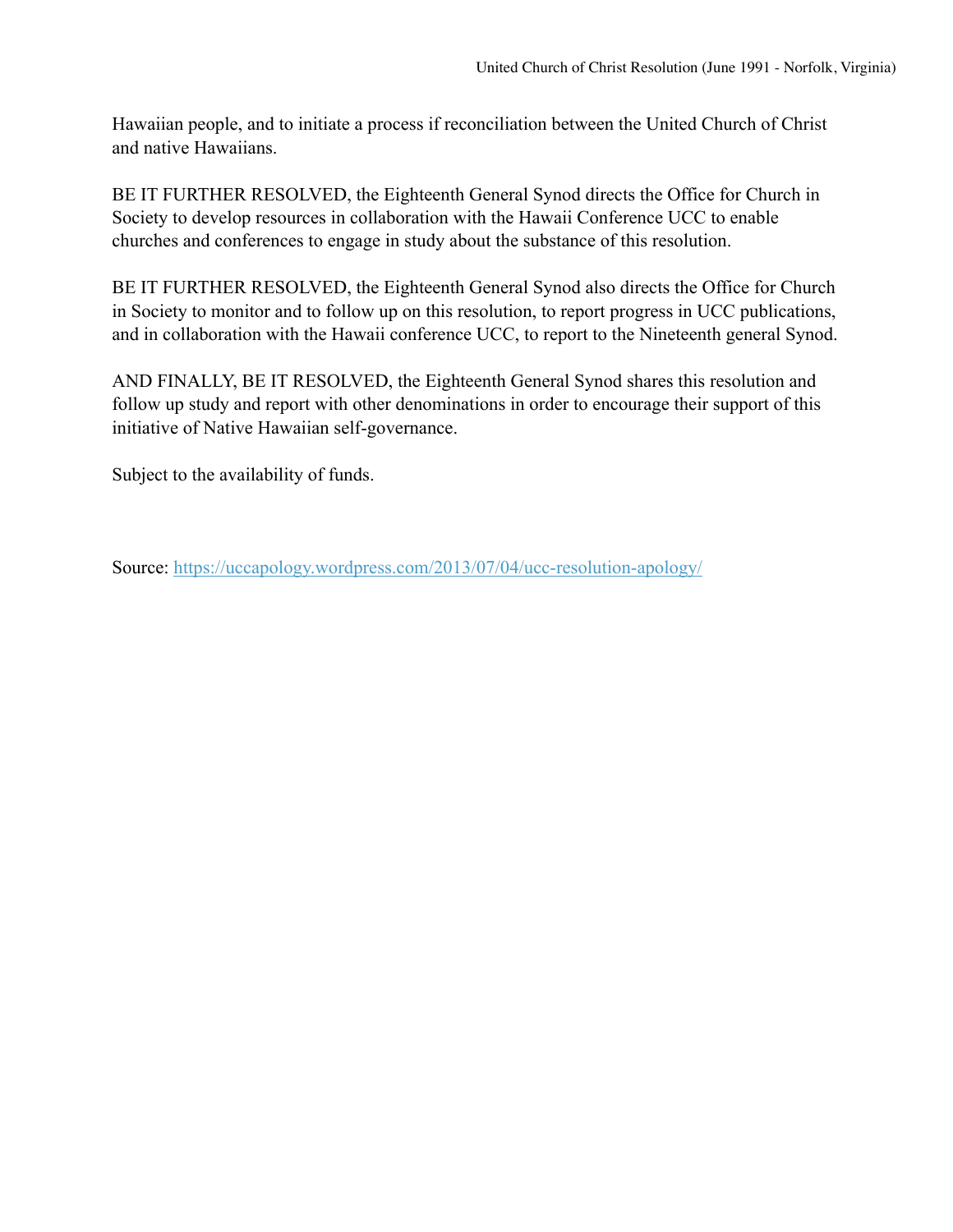Hawaiian people, and to initiate a process if reconciliation between the United Church of Christ and native Hawaiians.

BE IT FURTHER RESOLVED, the Eighteenth General Synod directs the Office for Church in Society to develop resources in collaboration with the Hawaii Conference UCC to enable churches and conferences to engage in study about the substance of this resolution.

BE IT FURTHER RESOLVED, the Eighteenth General Synod also directs the Office for Church in Society to monitor and to follow up on this resolution, to report progress in UCC publications, and in collaboration with the Hawaii conference UCC, to report to the Nineteenth general Synod.

AND FINALLY, BE IT RESOLVED, the Eighteenth General Synod shares this resolution and follow up study and report with other denominations in order to encourage their support of this initiative of Native Hawaiian self-governance.

Subject to the availability of funds.

Source: https://uccapology.wordpress.com/2013/07/04/ucc-resolution-apology/